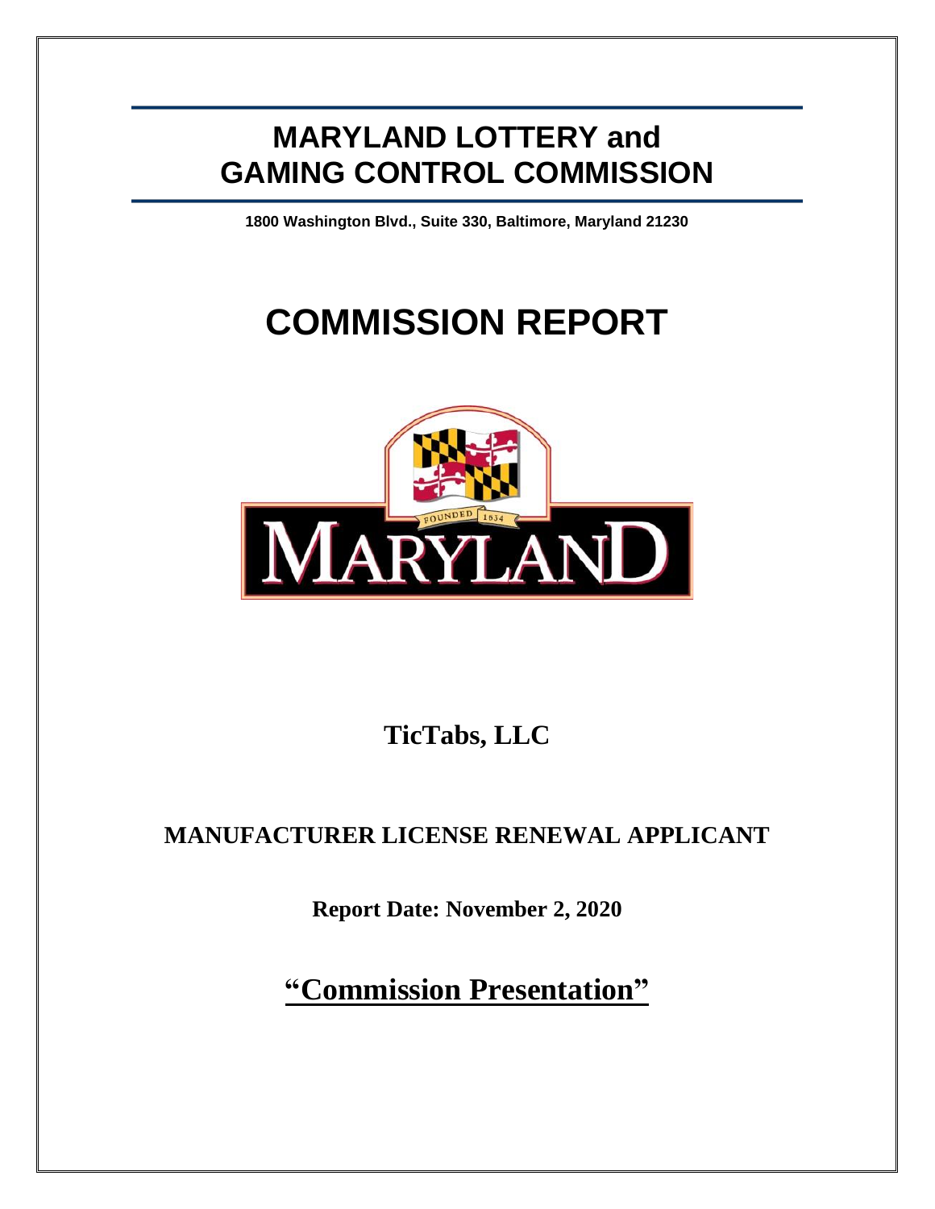# MARYLAND LOTTERY and GAMING CONTROL COMMISSION

**1800 Washington Blvd., Suite 330, Baltimore, Maryland 21230**

# COMMISSION REPORT

## TicTabs, LLC

## MANUFACTURER LICENSE RENEWAL APPLICANT

**Report Date: November 2, 2020**

**"Commission Presentation"**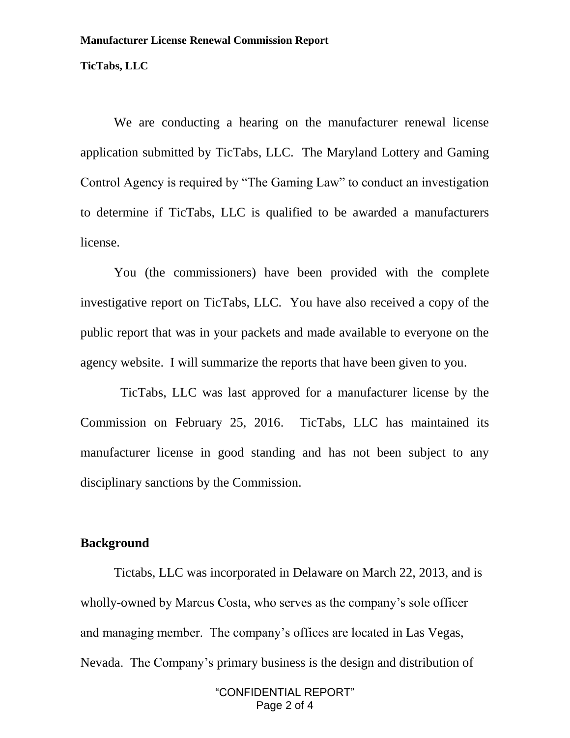**Manufacturer License Renewal Commission Report**

**TicTabs, LLC**

We are conducting a hearing on the manufacturer renewal license application submitted by TicTabs, LLC. The Maryland Lottery and Gaming Control Agency is required by "The Gaming Law" to conduct an investigation to determine if TicTabs, LLC is qualified to be awarded a manufacturers license.

You (the commissioners) have been provided with the complete investigative report on TicTabs, LLC. You have also received a copy of the public report that was in your packets and made available to everyone on the agency website. I will summarize the reports that have been given to you.

TicTabs, LLC was last approved for a manufacturer license by the Commission on February 25, 2016. TicTabs, LLC has maintained its manufacturer license in good standing and has not been subject to any disciplinary sanctions by the Commission.

## Background

Tictabs, LLC was incorporated in Delaware on March 22, 2013, and is wholly-owned by Marcus Costa, who serves as the company's sole officer and managing member. The company's offices are located in Las Vegas, Nevada. The Company's primary business is the design and distribution of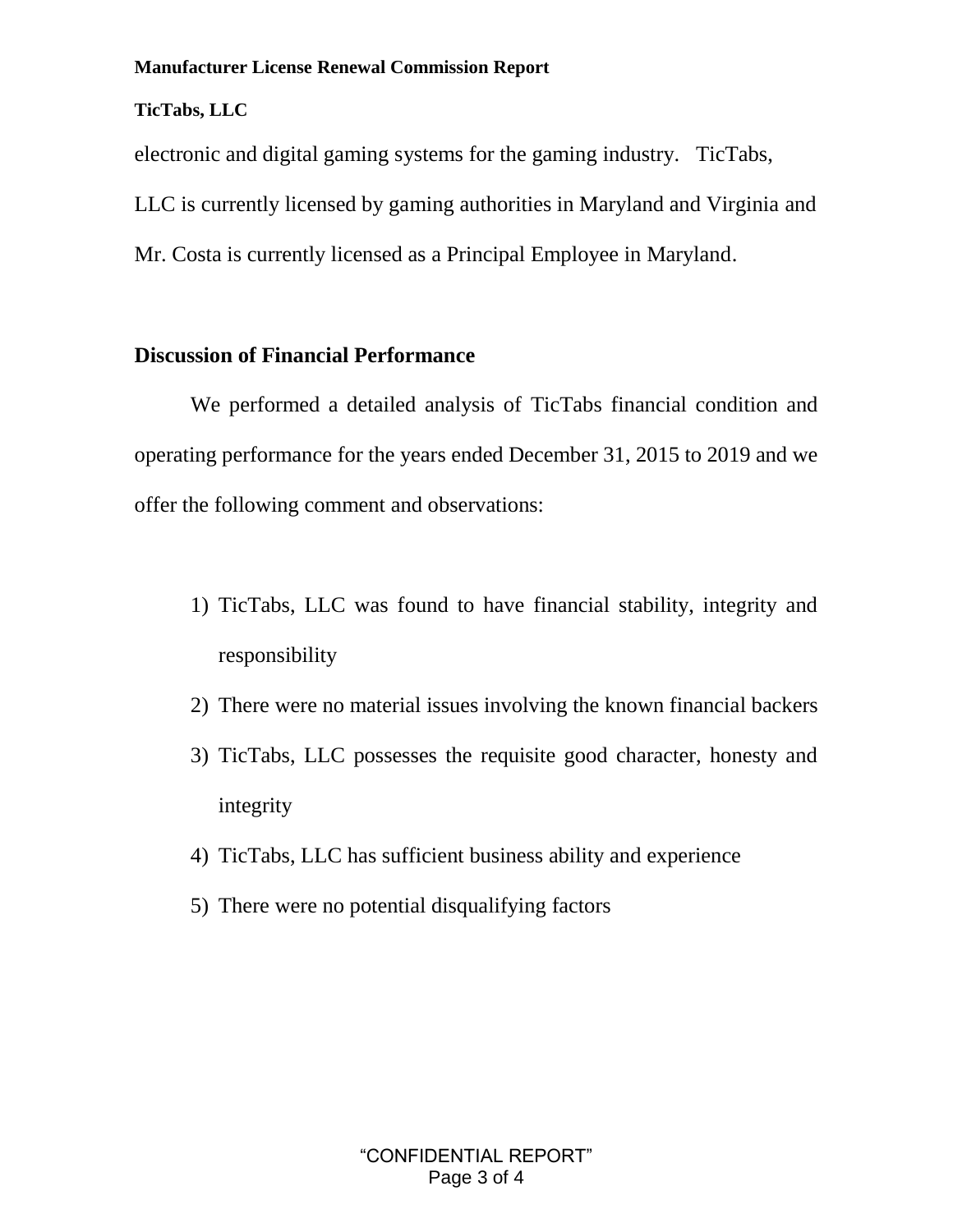electronic and digital gaming systems for the gaming industry. TicTabs, LLC is currently licensed by gaming authorities in Maryland and Virginia and Mr. Costa is currently licensed as a Principal Employee in Maryland.

## Discussion of Financial Performance

We performed a detailed analysis of TicTabs financial condition and operating performance for the years ended December 31, 2015 to 2019 and we offer the following comment and observations:

1) TicTabs, LLC was found to have financial stability, integrity and responsibility
2) There were no material issues involving the known financial backers
3) TicTabs, LLC possesses the requisite good character, honesty and integrity
4) TicTabs, LLC has sufficient business ability and experience
5) There were no potential disqualifying factors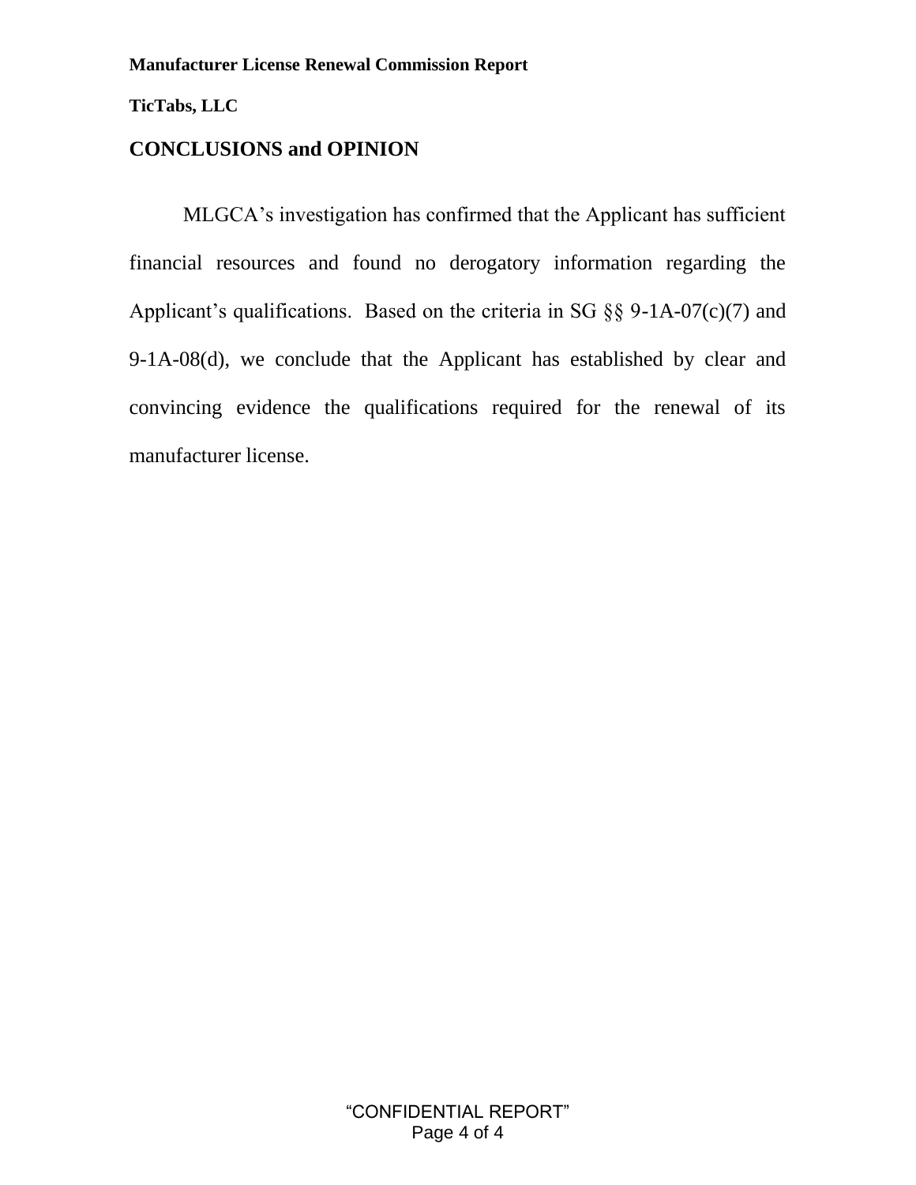## CONCLUSIONS and OPINION

MLGCA's investigation has confirmed that the Applicant has sufficient financial resources and found no derogatory information regarding the Applicant's qualifications. Based on the criteria in SG §§ 9-1A-07(c)(7) and 9-1A-08(d), we conclude that the Applicant has established by clear and convincing evidence the qualifications required for the renewal of its manufacturer license.